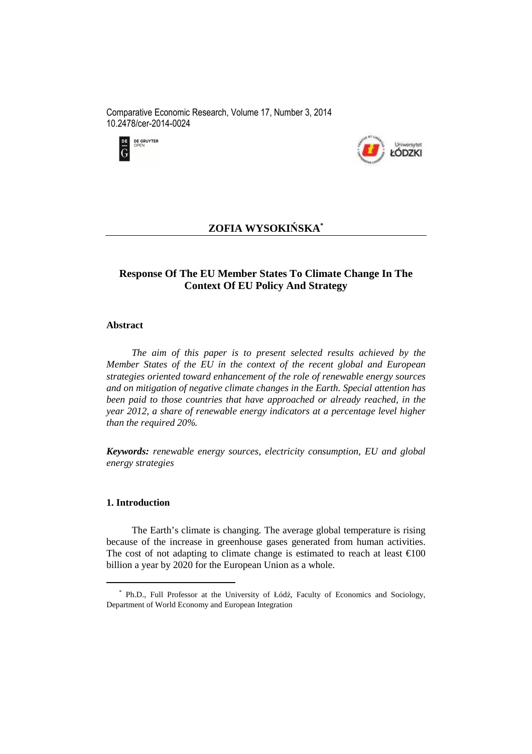Comparative Economic Research, Volume 17, Number 3, 2014
10.2478/cer-2014-0024

## ZOFIA WYSOKIŃSKA[*]

# Response Of The EU Member States To Climate Change In The Context Of EU Policy And Strategy

### Abstract

*The aim of this paper is to present selected results achieved by the Member States of the EU in the context of the recent global and European strategies oriented toward enhancement of the role of renewable energy sources and on mitigation of negative climate changes in the Earth. Special attention has been paid to those countries that have approached or already reached, in the year 2012, a share of renewable energy indicators at a percentage level higher than the required 20%.*

***Keywords:*** *renewable energy sources, electricity consumption, EU and global energy strategies*

### 1. Introduction

The Earth's climate is changing. The average global temperature is rising because of the increase in greenhouse gases generated from human activities. The cost of not adapting to climate change is estimated to reach at least €100 billion a year by 2020 for the European Union as a whole.

[*] Ph.D., Full Professor at the University of Łódź, Faculty of Economics and Sociology, Department of World Economy and European Integration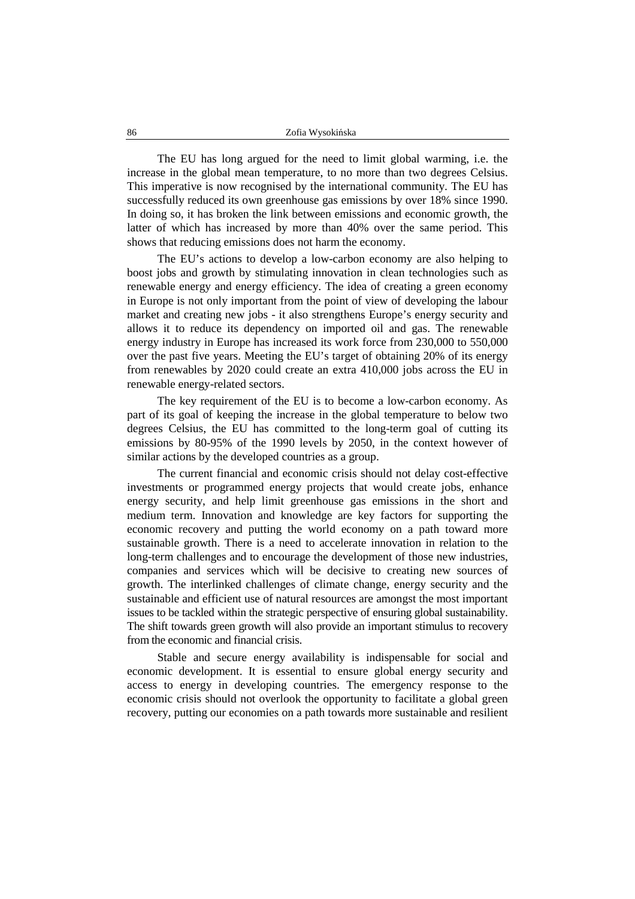The EU has long argued for the need to limit global warming, i.e. the increase in the global mean temperature, to no more than two degrees Celsius. This imperative is now recognised by the international community. The EU has successfully reduced its own greenhouse gas emissions by over 18% since 1990. In doing so, it has broken the link between emissions and economic growth, the latter of which has increased by more than 40% over the same period. This shows that reducing emissions does not harm the economy.

The EU's actions to develop a low-carbon economy are also helping to boost jobs and growth by stimulating innovation in clean technologies such as renewable energy and energy efficiency. The idea of creating a green economy in Europe is not only important from the point of view of developing the labour market and creating new jobs - it also strengthens Europe's energy security and allows it to reduce its dependency on imported oil and gas. The renewable energy industry in Europe has increased its work force from 230,000 to 550,000 over the past five years. Meeting the EU's target of obtaining 20% of its energy from renewables by 2020 could create an extra 410,000 jobs across the EU in renewable energy-related sectors.

The key requirement of the EU is to become a low-carbon economy. As part of its goal of keeping the increase in the global temperature to below two degrees Celsius, the EU has committed to the long-term goal of cutting its emissions by 80-95% of the 1990 levels by 2050, in the context however of similar actions by the developed countries as a group.

The current financial and economic crisis should not delay cost-effective investments or programmed energy projects that would create jobs, enhance energy security, and help limit greenhouse gas emissions in the short and medium term. Innovation and knowledge are key factors for supporting the economic recovery and putting the world economy on a path toward more sustainable growth. There is a need to accelerate innovation in relation to the long-term challenges and to encourage the development of those new industries, companies and services which will be decisive to creating new sources of growth. The interlinked challenges of climate change, energy security and the sustainable and efficient use of natural resources are amongst the most important issues to be tackled within the strategic perspective of ensuring global sustainability. The shift towards green growth will also provide an important stimulus to recovery from the economic and financial crisis.

Stable and secure energy availability is indispensable for social and economic development. It is essential to ensure global energy security and access to energy in developing countries. The emergency response to the economic crisis should not overlook the opportunity to facilitate a global green recovery, putting our economies on a path towards more sustainable and resilient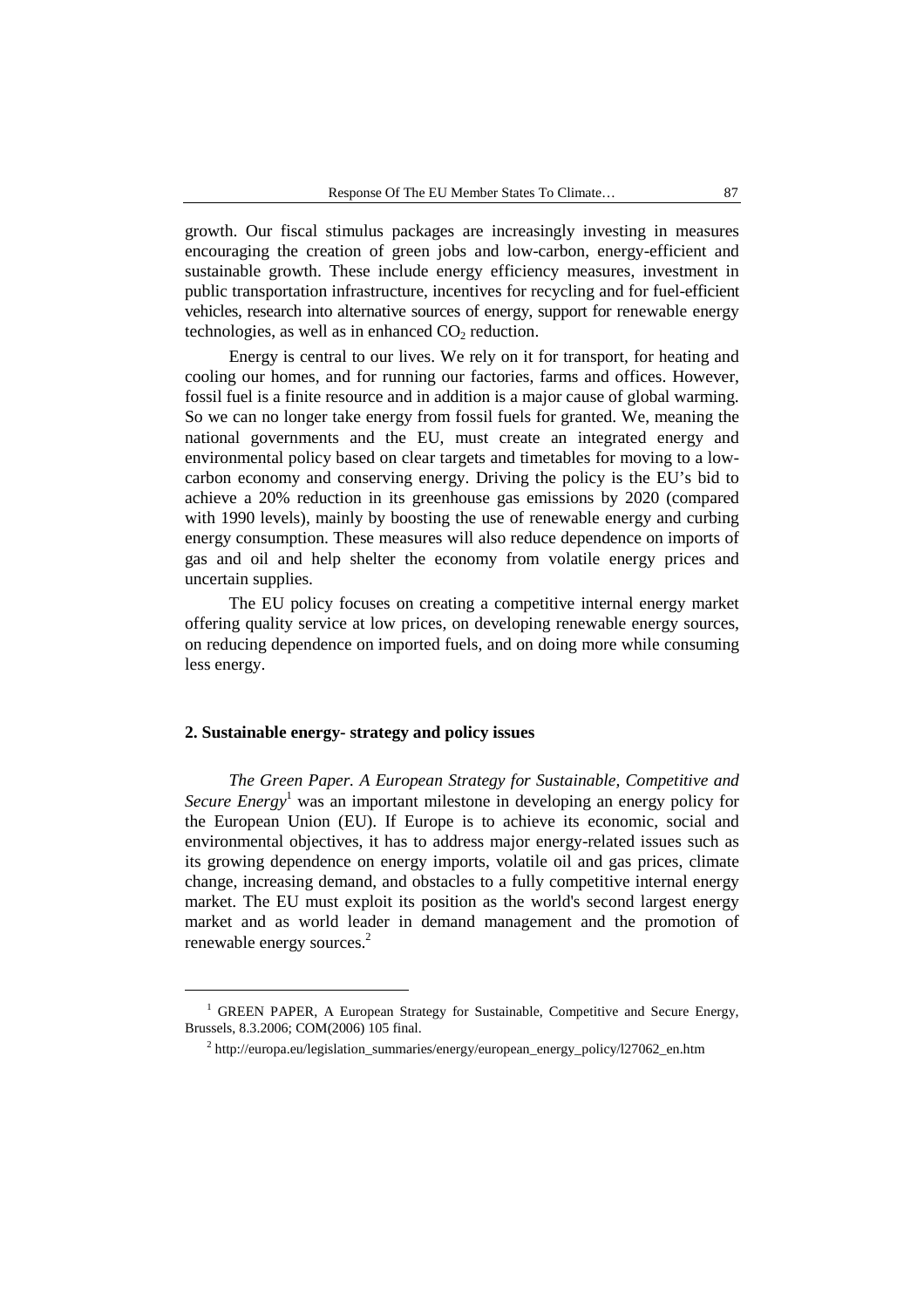growth. Our fiscal stimulus packages are increasingly investing in measures encouraging the creation of green jobs and low-carbon, energy-efficient and sustainable growth. These include energy efficiency measures, investment in public transportation infrastructure, incentives for recycling and for fuel-efficient vehicles, research into alternative sources of energy, support for renewable energy technologies, as well as in enhanced $CO_2$ reduction.

Energy is central to our lives. We rely on it for transport, for heating and cooling our homes, and for running our factories, farms and offices. However, fossil fuel is a finite resource and in addition is a major cause of global warming. So we can no longer take energy from fossil fuels for granted. We, meaning the national governments and the EU, must create an integrated energy and environmental policy based on clear targets and timetables for moving to a low-carbon economy and conserving energy. Driving the policy is the EU's bid to achieve a 20% reduction in its greenhouse gas emissions by 2020 (compared with 1990 levels), mainly by boosting the use of renewable energy and curbing energy consumption. These measures will also reduce dependence on imports of gas and oil and help shelter the economy from volatile energy prices and uncertain supplies.

The EU policy focuses on creating a competitive internal energy market offering quality service at low prices, on developing renewable energy sources, on reducing dependence on imported fuels, and on doing more while consuming less energy.

## 2. Sustainable energy- strategy and policy issues

*The Green Paper. A European Strategy for Sustainable, Competitive and Secure Energy*[1] was an important milestone in developing an energy policy for the European Union (EU). If Europe is to achieve its economic, social and environmental objectives, it has to address major energy-related issues such as its growing dependence on energy imports, volatile oil and gas prices, climate change, increasing demand, and obstacles to a fully competitive internal energy market. The EU must exploit its position as the world's second largest energy market and as world leader in demand management and the promotion of renewable energy sources.[2]

---

[1] GREEN PAPER, A European Strategy for Sustainable, Competitive and Secure Energy, Brussels, 8.3.2006; COM(2006) 105 final.

[2] http://europa.eu/legislation_summaries/energy/european_energy_policy/l27062_en.htm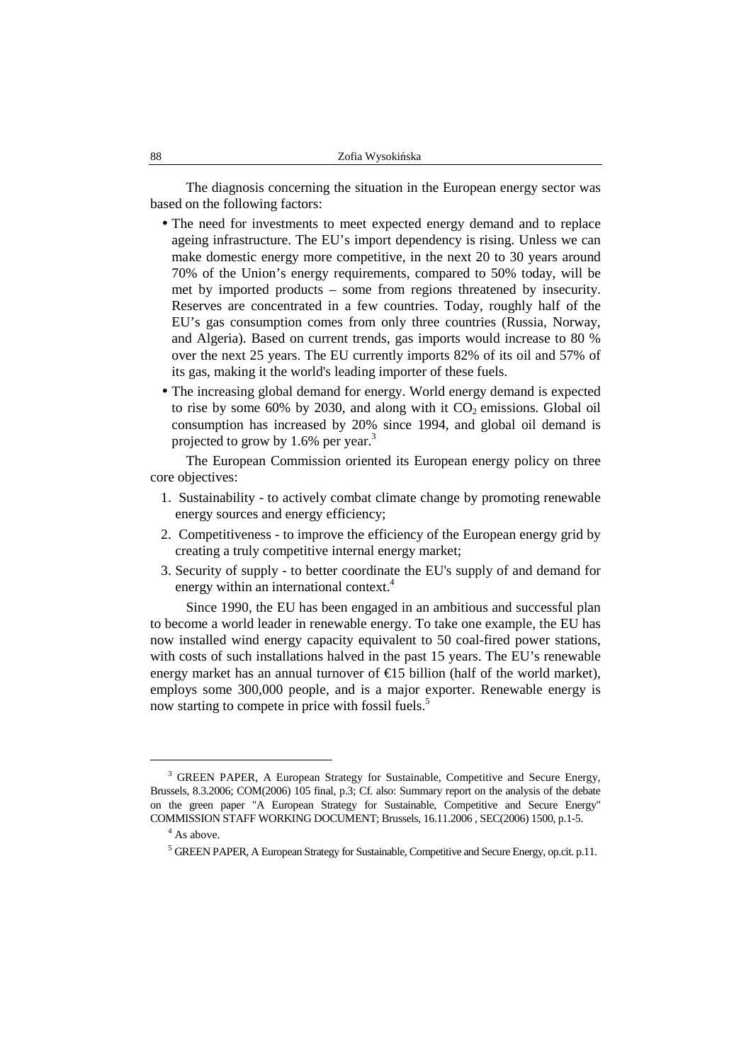The diagnosis concerning the situation in the European energy sector was based on the following factors:

- The need for investments to meet expected energy demand and to replace ageing infrastructure. The EU's import dependency is rising. Unless we can make domestic energy more competitive, in the next 20 to 30 years around 70% of the Union's energy requirements, compared to 50% today, will be met by imported products – some from regions threatened by insecurity. Reserves are concentrated in a few countries. Today, roughly half of the EU's gas consumption comes from only three countries (Russia, Norway, and Algeria). Based on current trends, gas imports would increase to 80 % over the next 25 years. The EU currently imports 82% of its oil and 57% of its gas, making it the world's leading importer of these fuels.
- The increasing global demand for energy. World energy demand is expected to rise by some 60% by 2030, and along with it $CO_2$ emissions. Global oil consumption has increased by 20% since 1994, and global oil demand is projected to grow by 1.6% per year.[3]

The European Commission oriented its European energy policy on three core objectives:

1. Sustainability - to actively combat climate change by promoting renewable energy sources and energy efficiency;
2. Competitiveness - to improve the efficiency of the European energy grid by creating a truly competitive internal energy market;
3. Security of supply - to better coordinate the EU's supply of and demand for energy within an international context.[4]

Since 1990, the EU has been engaged in an ambitious and successful plan to become a world leader in renewable energy. To take one example, the EU has now installed wind energy capacity equivalent to 50 coal-fired power stations, with costs of such installations halved in the past 15 years. The EU's renewable energy market has an annual turnover of €15 billion (half of the world market), employs some 300,000 people, and is a major exporter. Renewable energy is now starting to compete in price with fossil fuels.[5]

---

[3] GREEN PAPER, A European Strategy for Sustainable, Competitive and Secure Energy, Brussels, 8.3.2006; COM(2006) 105 final, p.3; Cf. also: Summary report on the analysis of the debate on the green paper "A European Strategy for Sustainable, Competitive and Secure Energy" COMMISSION STAFF WORKING DOCUMENT; Brussels, 16.11.2006 , SEC(2006) 1500, p.1-5.

[4] As above.

[5] GREEN PAPER, A European Strategy for Sustainable, Competitive and Secure Energy, op.cit. p.11.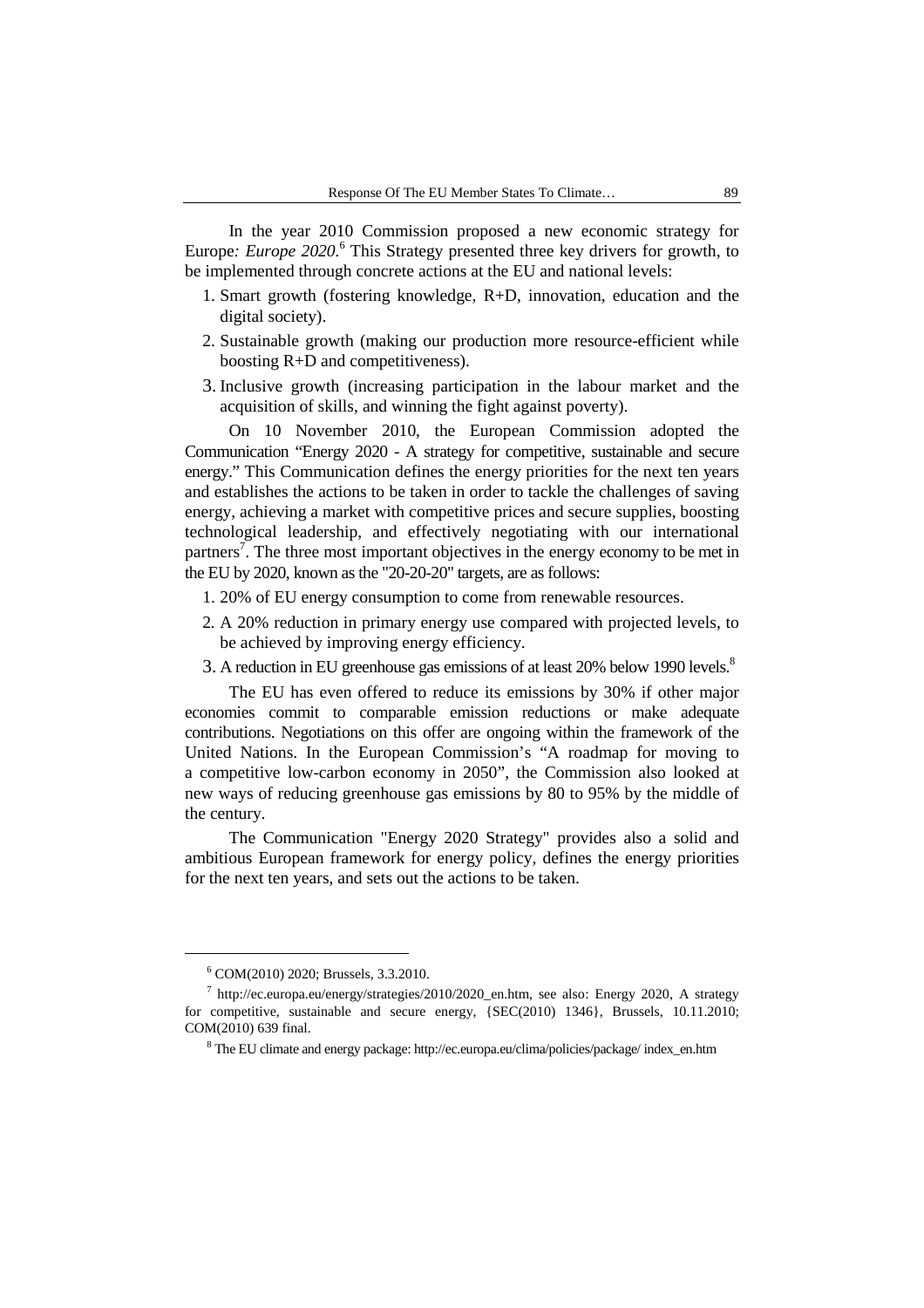In the year 2010 Commission proposed a new economic strategy for Europe*: Europe 2020*.[6] This Strategy presented three key drivers for growth, to be implemented through concrete actions at the EU and national levels:

1. Smart growth (fostering knowledge, R+D, innovation, education and the digital society).
2. Sustainable growth (making our production more resource-efficient while boosting R+D and competitiveness).
3. Inclusive growth (increasing participation in the labour market and the acquisition of skills, and winning the fight against poverty).

On 10 November 2010, the European Commission adopted the Communication "Energy 2020 - A strategy for competitive, sustainable and secure energy." This Communication defines the energy priorities for the next ten years and establishes the actions to be taken in order to tackle the challenges of saving energy, achieving a market with competitive prices and secure supplies, boosting technological leadership, and effectively negotiating with our international partners[7]. The three most important objectives in the energy economy to be met in the EU by 2020, known as the "20-20-20" targets, are as follows:

1. 20% of EU energy consumption to come from renewable resources.
2. A 20% reduction in primary energy use compared with projected levels, to be achieved by improving energy efficiency.
3. A reduction in EU greenhouse gas emissions of at least 20% below 1990 levels.[8]

The EU has even offered to reduce its emissions by 30% if other major economies commit to comparable emission reductions or make adequate contributions. Negotiations on this offer are ongoing within the framework of the United Nations. In the European Commission's "A roadmap for moving to a competitive low-carbon economy in 2050", the Commission also looked at new ways of reducing greenhouse gas emissions by 80 to 95% by the middle of the century.

The Communication "Energy 2020 Strategy" provides also a solid and ambitious European framework for energy policy, defines the energy priorities for the next ten years, and sets out the actions to be taken.

---

[6] COM(2010) 2020; Brussels, 3.3.2010.

[7] http://ec.europa.eu/energy/strategies/2010/2020_en.htm, see also: Energy 2020, A strategy for competitive, sustainable and secure energy, {SEC(2010) 1346}, Brussels, 10.11.2010; COM(2010) 639 final.

[8] The EU climate and energy package: http://ec.europa.eu/clima/policies/package/ index_en.htm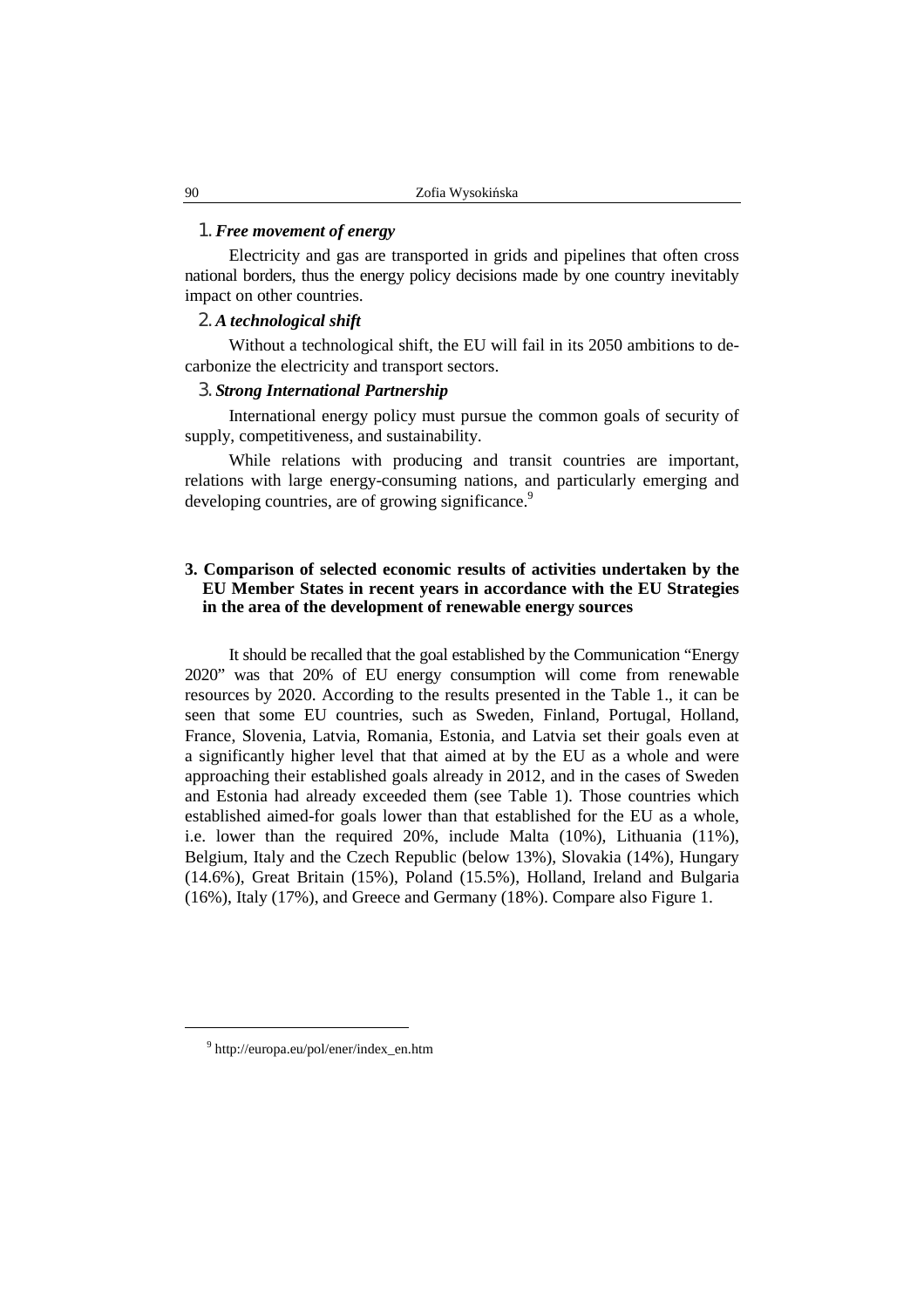1. ***Free movement of energy***

Electricity and gas are transported in grids and pipelines that often cross national borders, thus the energy policy decisions made by one country inevitably impact on other countries.

2. ***A technological shift***

Without a technological shift, the EU will fail in its 2050 ambitions to de-carbonize the electricity and transport sectors.

3. ***Strong International Partnership***

International energy policy must pursue the common goals of security of supply, competitiveness, and sustainability.

While relations with producing and transit countries are important, relations with large energy-consuming nations, and particularly emerging and developing countries, are of growing significance.[9]

## 3. Comparison of selected economic results of activities undertaken by the EU Member States in recent years in accordance with the EU Strategies in the area of the development of renewable energy sources

It should be recalled that the goal established by the Communication "Energy 2020" was that 20% of EU energy consumption will come from renewable resources by 2020. According to the results presented in the Table 1., it can be seen that some EU countries, such as Sweden, Finland, Portugal, Holland, France, Slovenia, Latvia, Romania, Estonia, and Latvia set their goals even at a significantly higher level that that aimed at by the EU as a whole and were approaching their established goals already in 2012, and in the cases of Sweden and Estonia had already exceeded them (see Table 1). Those countries which established aimed-for goals lower than that established for the EU as a whole, i.e. lower than the required 20%, include Malta (10%), Lithuania (11%), Belgium, Italy and the Czech Republic (below 13%), Slovakia (14%), Hungary (14.6%), Great Britain (15%), Poland (15.5%), Holland, Ireland and Bulgaria (16%), Italy (17%), and Greece and Germany (18%). Compare also Figure 1.

---

[9] http://europa.eu/pol/ener/index_en.htm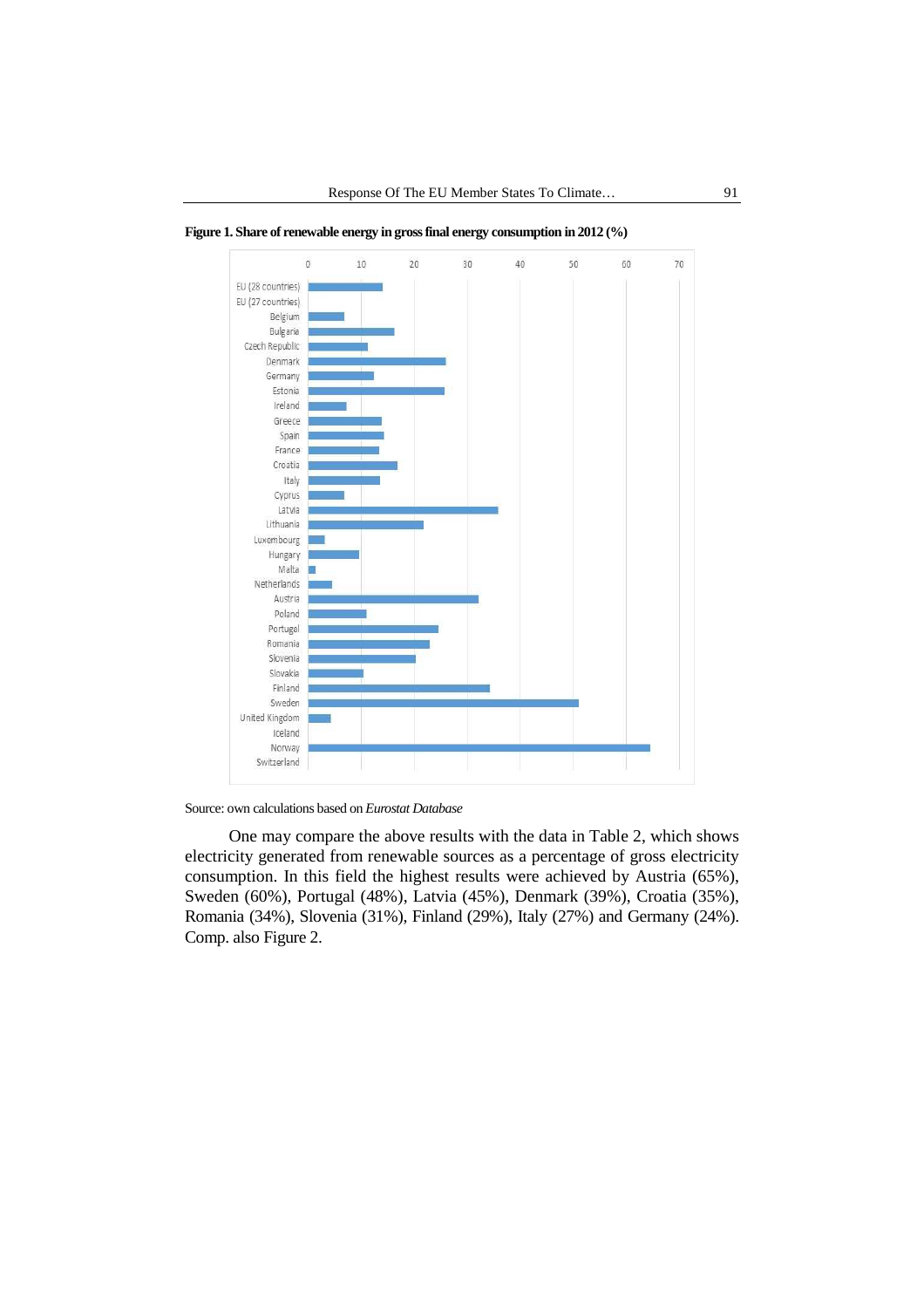**Figure 1. Share of renewable energy in gross final energy consumption in 2012 (%)**

Source: own calculations based on *Eurostat Database*

One may compare the above results with the data in Table 2, which shows electricity generated from renewable sources as a percentage of gross electricity consumption. In this field the highest results were achieved by Austria (65%), Sweden (60%), Portugal (48%), Latvia (45%), Denmark (39%), Croatia (35%), Romania (34%), Slovenia (31%), Finland (29%), Italy (27%) and Germany (24%). Comp. also Figure 2.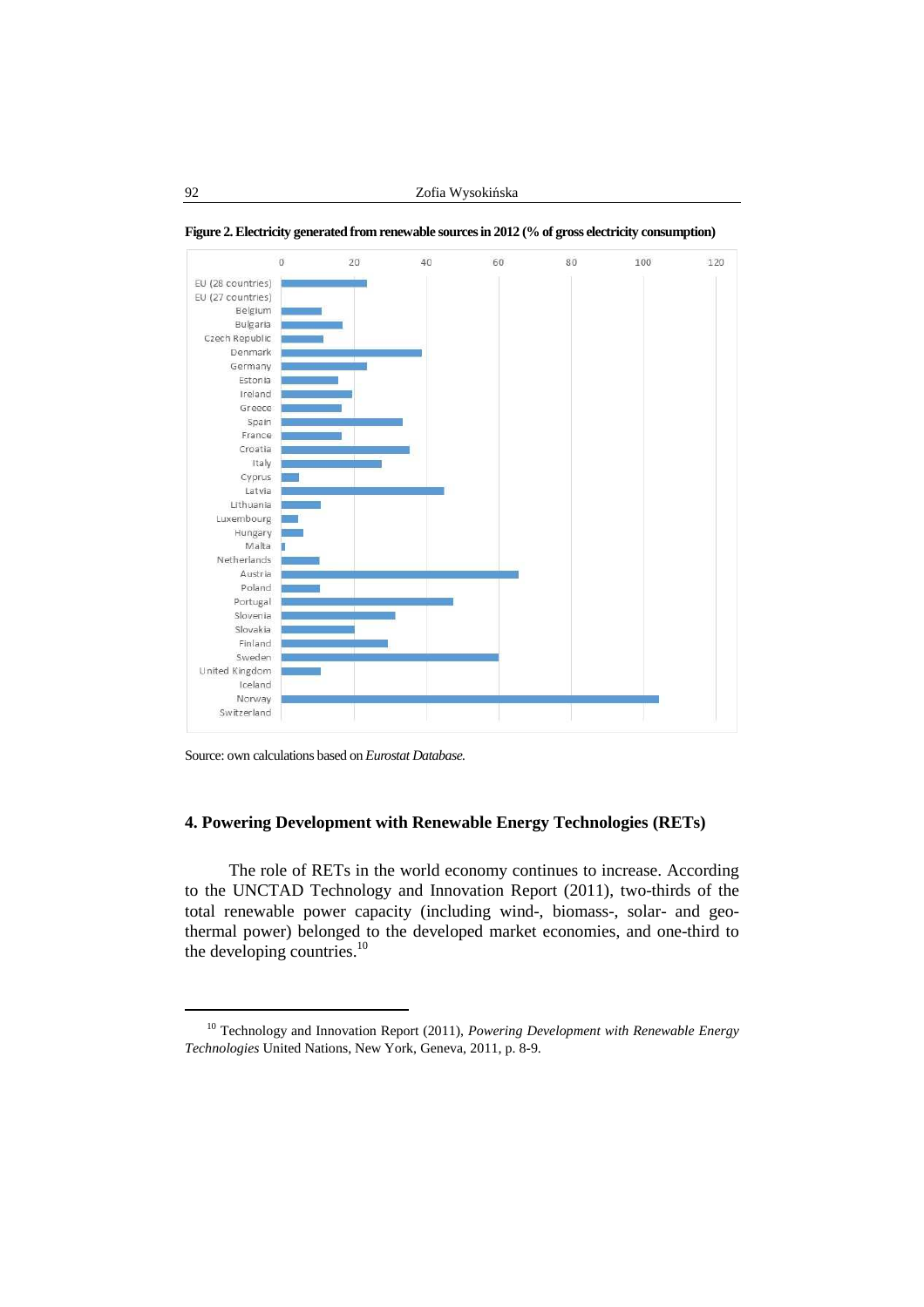**Figure 2. Electricity generated from renewable sources in 2012 (% of gross electricity consumption)**

Source: own calculations based on *Eurostat Database.*

## 4. Powering Development with Renewable Energy Technologies (RETs)

The role of RETs in the world economy continues to increase. According to the UNCTAD Technology and Innovation Report (2011), two-thirds of the total renewable power capacity (including wind-, biomass-, solar- and geo-thermal power) belonged to the developed market economies, and one-third to the developing countries.[10]

---

[10] Technology and Innovation Report (2011), *Powering Development with Renewable Energy Technologies* United Nations, New York, Geneva, 2011, p. 8-9.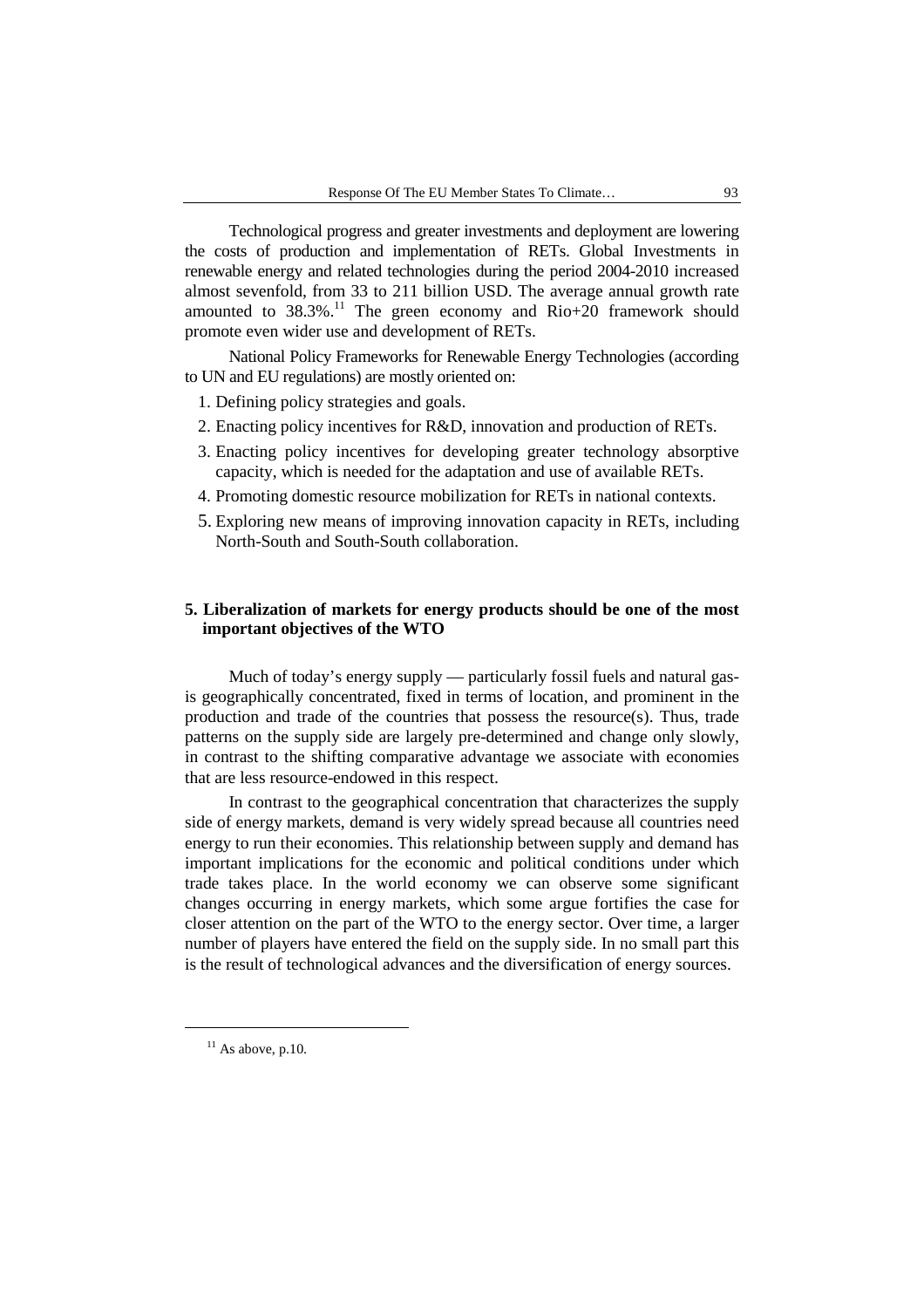Technological progress and greater investments and deployment are lowering the costs of production and implementation of RETs. Global Investments in renewable energy and related technologies during the period 2004-2010 increased almost sevenfold, from 33 to 211 billion USD. The average annual growth rate amounted to 38.3%.[11] The green economy and Rio+20 framework should promote even wider use and development of RETs.

National Policy Frameworks for Renewable Energy Technologies (according to UN and EU regulations) are mostly oriented on:

1. Defining policy strategies and goals.
2. Enacting policy incentives for R&D, innovation and production of RETs.
3. Enacting policy incentives for developing greater technology absorptive capacity, which is needed for the adaptation and use of available RETs.
4. Promoting domestic resource mobilization for RETs in national contexts.
5. Exploring new means of improving innovation capacity in RETs, including North-South and South-South collaboration.

## 5. Liberalization of markets for energy products should be one of the most important objectives of the WTO

Much of today's energy supply — particularly fossil fuels and natural gas-is geographically concentrated, fixed in terms of location, and prominent in the production and trade of the countries that possess the resource(s). Thus, trade patterns on the supply side are largely pre-determined and change only slowly, in contrast to the shifting comparative advantage we associate with economies that are less resource-endowed in this respect.

In contrast to the geographical concentration that characterizes the supply side of energy markets, demand is very widely spread because all countries need energy to run their economies. This relationship between supply and demand has important implications for the economic and political conditions under which trade takes place. In the world economy we can observe some significant changes occurring in energy markets, which some argue fortifies the case for closer attention on the part of the WTO to the energy sector. Over time, a larger number of players have entered the field on the supply side. In no small part this is the result of technological advances and the diversification of energy sources.

[11] As above, p.10.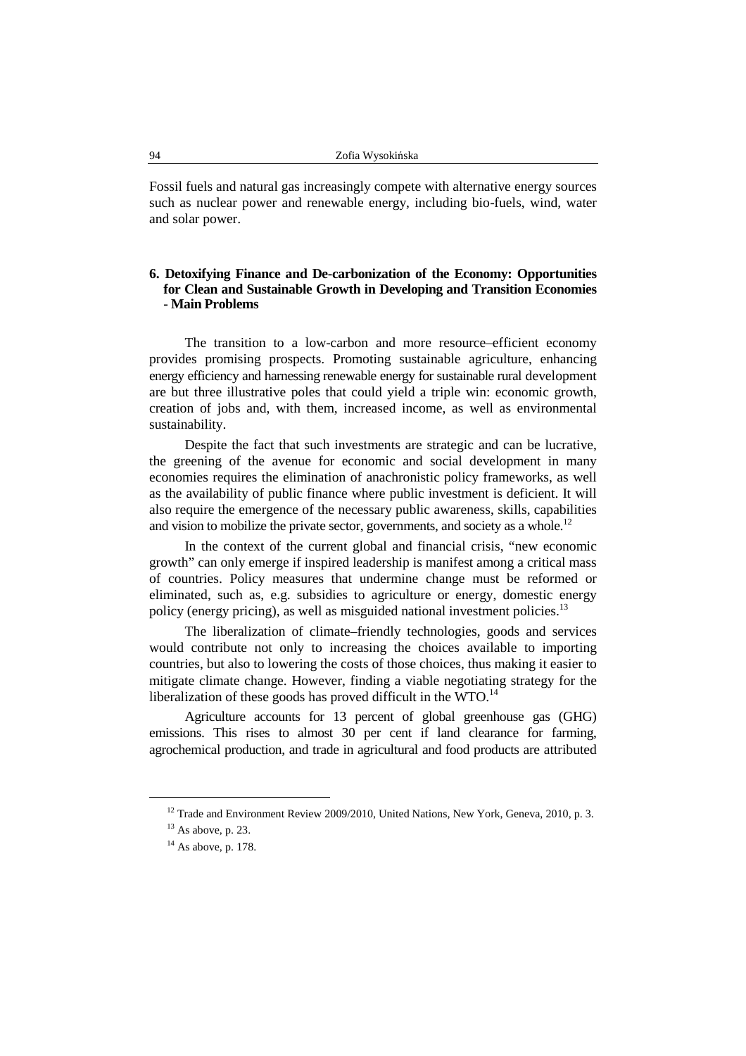Fossil fuels and natural gas increasingly compete with alternative energy sources such as nuclear power and renewable energy, including bio-fuels, wind, water and solar power.

## 6. Detoxifying Finance and De-carbonization of the Economy: Opportunities for Clean and Sustainable Growth in Developing and Transition Economies - Main Problems

The transition to a low-carbon and more resource–efficient economy provides promising prospects. Promoting sustainable agriculture, enhancing energy efficiency and harnessing renewable energy for sustainable rural development are but three illustrative poles that could yield a triple win: economic growth, creation of jobs and, with them, increased income, as well as environmental sustainability.

Despite the fact that such investments are strategic and can be lucrative, the greening of the avenue for economic and social development in many economies requires the elimination of anachronistic policy frameworks, as well as the availability of public finance where public investment is deficient. It will also require the emergence of the necessary public awareness, skills, capabilities and vision to mobilize the private sector, governments, and society as a whole.[12]

In the context of the current global and financial crisis, "new economic growth" can only emerge if inspired leadership is manifest among a critical mass of countries. Policy measures that undermine change must be reformed or eliminated, such as, e.g. subsidies to agriculture or energy, domestic energy policy (energy pricing), as well as misguided national investment policies.[13]

The liberalization of climate–friendly technologies, goods and services would contribute not only to increasing the choices available to importing countries, but also to lowering the costs of those choices, thus making it easier to mitigate climate change. However, finding a viable negotiating strategy for the liberalization of these goods has proved difficult in the WTO.[14]

Agriculture accounts for 13 percent of global greenhouse gas (GHG) emissions. This rises to almost 30 per cent if land clearance for farming, agrochemical production, and trade in agricultural and food products are attributed

---

[12] Trade and Environment Review 2009/2010, United Nations, New York, Geneva, 2010, p. 3.

[13] As above, p. 23.

[14] As above, p. 178.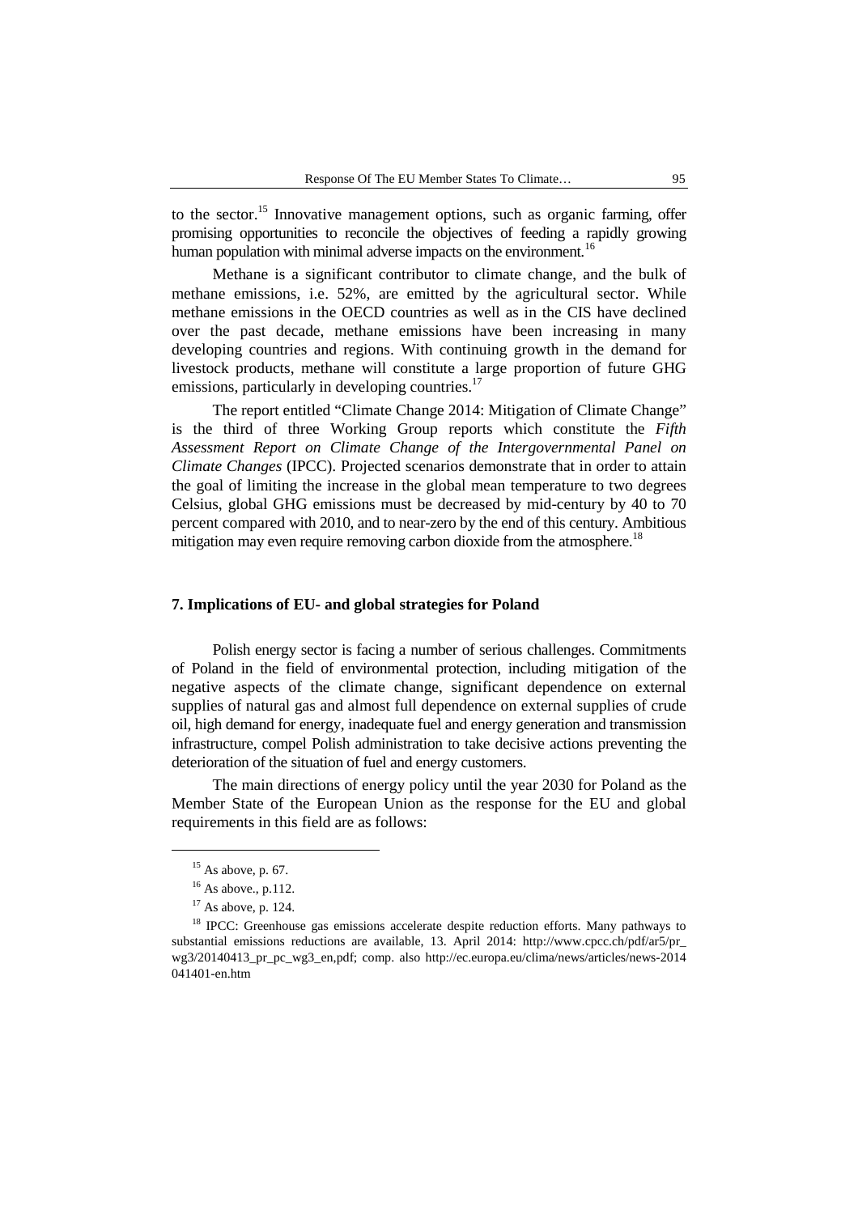to the sector.[15] Innovative management options, such as organic farming, offer promising opportunities to reconcile the objectives of feeding a rapidly growing human population with minimal adverse impacts on the environment.[16]

Methane is a significant contributor to climate change, and the bulk of methane emissions, i.e. 52%, are emitted by the agricultural sector. While methane emissions in the OECD countries as well as in the CIS have declined over the past decade, methane emissions have been increasing in many developing countries and regions. With continuing growth in the demand for livestock products, methane will constitute a large proportion of future GHG emissions, particularly in developing countries.[17]

The report entitled "Climate Change 2014: Mitigation of Climate Change" is the third of three Working Group reports which constitute the *Fifth Assessment Report on Climate Change of the Intergovernmental Panel on Climate Changes* (IPCC). Projected scenarios demonstrate that in order to attain the goal of limiting the increase in the global mean temperature to two degrees Celsius, global GHG emissions must be decreased by mid-century by 40 to 70 percent compared with 2010, and to near-zero by the end of this century. Ambitious mitigation may even require removing carbon dioxide from the atmosphere.[18]

## 7. Implications of EU- and global strategies for Poland

Polish energy sector is facing a number of serious challenges. Commitments of Poland in the field of environmental protection, including mitigation of the negative aspects of the climate change, significant dependence on external supplies of natural gas and almost full dependence on external supplies of crude oil, high demand for energy, inadequate fuel and energy generation and transmission infrastructure, compel Polish administration to take decisive actions preventing the deterioration of the situation of fuel and energy customers.

The main directions of energy policy until the year 2030 for Poland as the Member State of the European Union as the response for the EU and global requirements in this field are as follows:

---

[15] As above, p. 67.

[16] As above., p.112.

[17] As above, p. 124.

[18] IPCC: Greenhouse gas emissions accelerate despite reduction efforts. Many pathways to substantial emissions reductions are available, 13. April 2014: http://www.cpcc.ch/pdf/ar5/pr_wg3/20140413_pr_pc_wg3_en,pdf; comp. also http://ec.europa.eu/clima/news/articles/news-2014041401-en.htm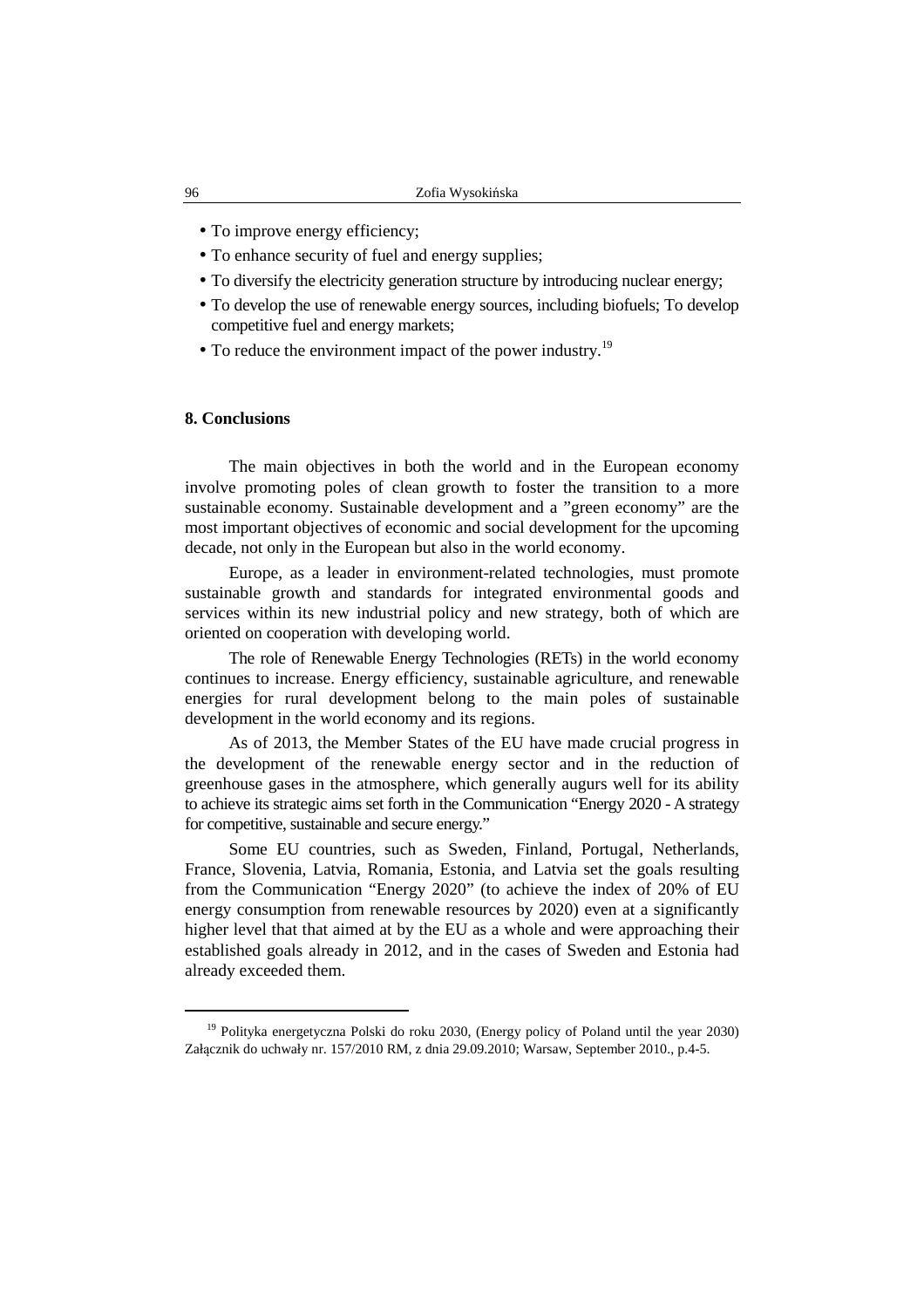- To improve energy efficiency;
- To enhance security of fuel and energy supplies;
- To diversify the electricity generation structure by introducing nuclear energy;
- To develop the use of renewable energy sources, including biofuels; To develop competitive fuel and energy markets;
- To reduce the environment impact of the power industry.[19]

## 8. Conclusions

The main objectives in both the world and in the European economy involve promoting poles of clean growth to foster the transition to a more sustainable economy. Sustainable development and a ”green economy” are the most important objectives of economic and social development for the upcoming decade, not only in the European but also in the world economy.

Europe, as a leader in environment-related technologies, must promote sustainable growth and standards for integrated environmental goods and services within its new industrial policy and new strategy, both of which are oriented on cooperation with developing world.

The role of Renewable Energy Technologies (RETs) in the world economy continues to increase. Energy efficiency, sustainable agriculture, and renewable energies for rural development belong to the main poles of sustainable development in the world economy and its regions.

As of 2013, the Member States of the EU have made crucial progress in the development of the renewable energy sector and in the reduction of greenhouse gases in the atmosphere, which generally augurs well for its ability to achieve its strategic aims set forth in the Communication “Energy 2020 - A strategy for competitive, sustainable and secure energy.”

Some EU countries, such as Sweden, Finland, Portugal, Netherlands, France, Slovenia, Latvia, Romania, Estonia, and Latvia set the goals resulting from the Communication “Energy 2020” (to achieve the index of 20% of EU energy consumption from renewable resources by 2020) even at a significantly higher level that that aimed at by the EU as a whole and were approaching their established goals already in 2012, and in the cases of Sweden and Estonia had already exceeded them.

---

[19] Polityka energetyczna Polski do roku 2030, (Energy policy of Poland until the year 2030) Załącznik do uchwały nr. 157/2010 RM, z dnia 29.09.2010; Warsaw, September 2010., p.4-5.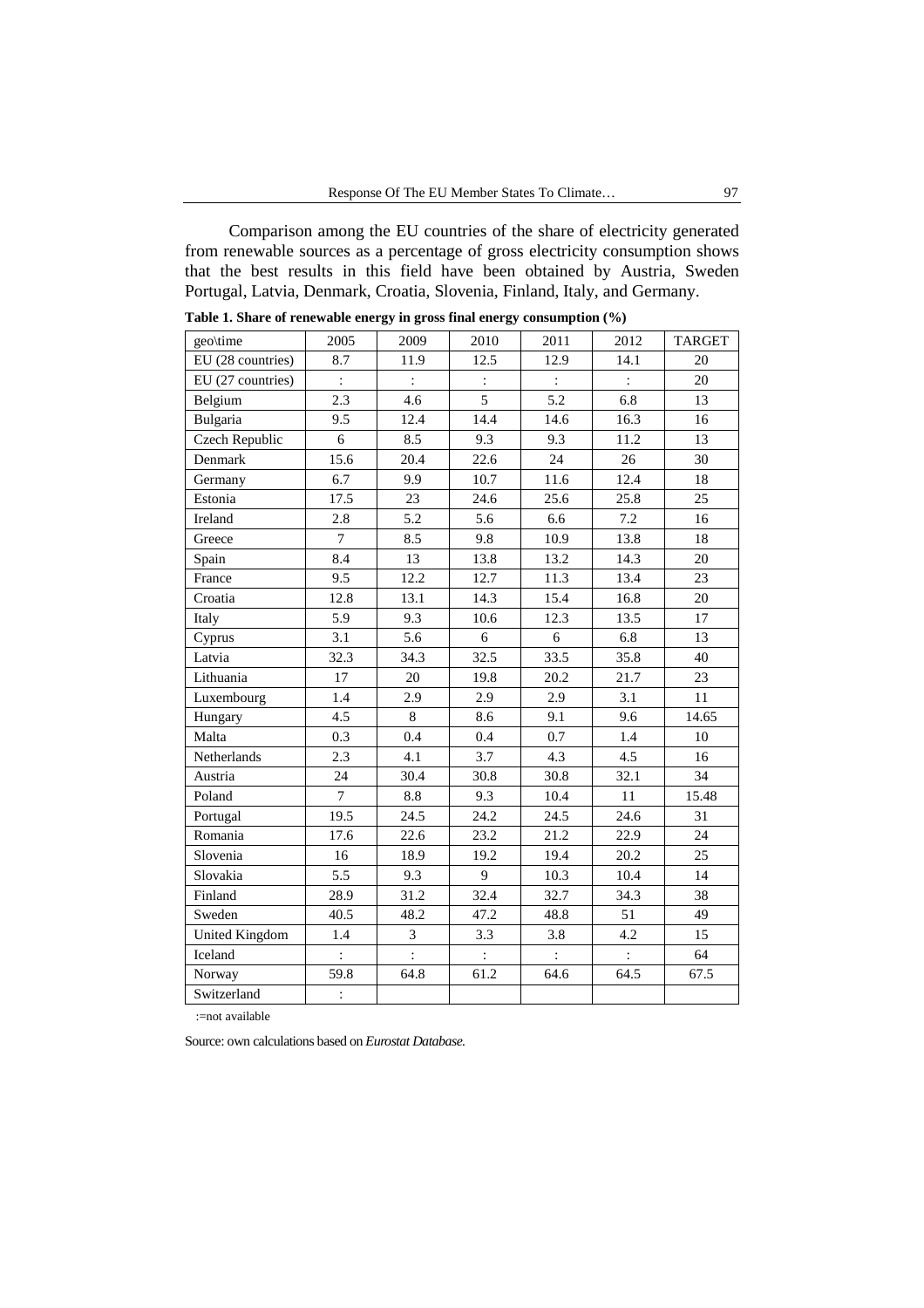Comparison among the EU countries of the share of electricity generated from renewable sources as a percentage of gross electricity consumption shows that the best results in this field have been obtained by Austria, Sweden Portugal, Latvia, Denmark, Croatia, Slovenia, Finland, Italy, and Germany.

**Table 1. Share of renewable energy in gross final energy consumption (%)**

| geo\time | 2005 | 2009 | 2010 | 2011 | 2012 | TARGET |
|---|---|---|---|---|---|---|
| EU (28 countries) | 8.7 | 11.9 | 12.5 | 12.9 | 14.1 | 20 |
| EU (27 countries) | : | : | : | : | : | 20 |
| Belgium | 2.3 | 4.6 | 5 | 5.2 | 6.8 | 13 |
| Bulgaria | 9.5 | 12.4 | 14.4 | 14.6 | 16.3 | 16 |
| Czech Republic | 6 | 8.5 | 9.3 | 9.3 | 11.2 | 13 |
| Denmark | 15.6 | 20.4 | 22.6 | 24 | 26 | 30 |
| Germany | 6.7 | 9.9 | 10.7 | 11.6 | 12.4 | 18 |
| Estonia | 17.5 | 23 | 24.6 | 25.6 | 25.8 | 25 |
| Ireland | 2.8 | 5.2 | 5.6 | 6.6 | 7.2 | 16 |
| Greece | 7 | 8.5 | 9.8 | 10.9 | 13.8 | 18 |
| Spain | 8.4 | 13 | 13.8 | 13.2 | 14.3 | 20 |
| France | 9.5 | 12.2 | 12.7 | 11.3 | 13.4 | 23 |
| Croatia | 12.8 | 13.1 | 14.3 | 15.4 | 16.8 | 20 |
| Italy | 5.9 | 9.3 | 10.6 | 12.3 | 13.5 | 17 |
| Cyprus | 3.1 | 5.6 | 6 | 6 | 6.8 | 13 |
| Latvia | 32.3 | 34.3 | 32.5 | 33.5 | 35.8 | 40 |
| Lithuania | 17 | 20 | 19.8 | 20.2 | 21.7 | 23 |
| Luxembourg | 1.4 | 2.9 | 2.9 | 2.9 | 3.1 | 11 |
| Hungary | 4.5 | 8 | 8.6 | 9.1 | 9.6 | 14.65 |
| Malta | 0.3 | 0.4 | 0.4 | 0.7 | 1.4 | 10 |
| Netherlands | 2.3 | 4.1 | 3.7 | 4.3 | 4.5 | 16 |
| Austria | 24 | 30.4 | 30.8 | 30.8 | 32.1 | 34 |
| Poland | 7 | 8.8 | 9.3 | 10.4 | 11 | 15.48 |
| Portugal | 19.5 | 24.5 | 24.2 | 24.5 | 24.6 | 31 |
| Romania | 17.6 | 22.6 | 23.2 | 21.2 | 22.9 | 24 |
| Slovenia | 16 | 18.9 | 19.2 | 19.4 | 20.2 | 25 |
| Slovakia | 5.5 | 9.3 | 9 | 10.3 | 10.4 | 14 |
| Finland | 28.9 | 31.2 | 32.4 | 32.7 | 34.3 | 38 |
| Sweden | 40.5 | 48.2 | 47.2 | 48.8 | 51 | 49 |
| United Kingdom | 1.4 | 3 | 3.3 | 3.8 | 4.2 | 15 |
| Iceland | : | : | : | : | : | 64 |
| Norway | 59.8 | 64.8 | 61.2 | 64.6 | 64.5 | 67.5 |
| Switzerland | : | | | | | |

:=not available

Source: own calculations based on *Eurostat Database.*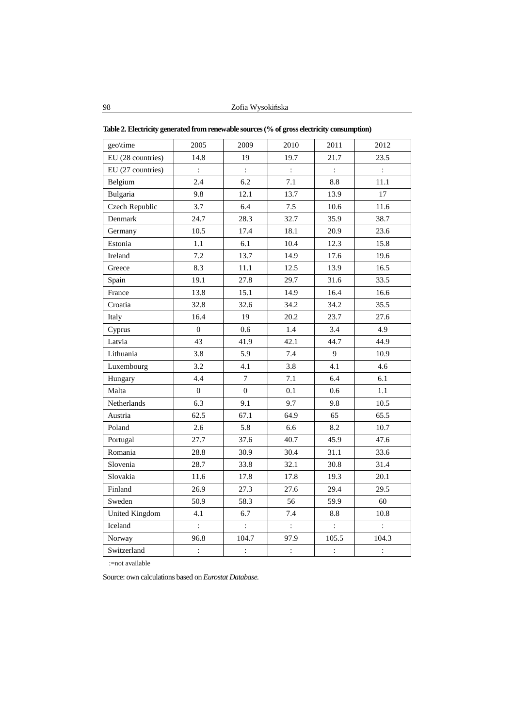**Table 2. Electricity generated from renewable sources (% of gross electricity consumption)**

| geo\time | 2005 | 2009 | 2010 | 2011 | 2012 |
|---|---|---|---|---|---|
| EU (28 countries) | 14.8 | 19 | 19.7 | 21.7 | 23.5 |
| EU (27 countries) | : | : | : | : | : |
| Belgium | 2.4 | 6.2 | 7.1 | 8.8 | 11.1 |
| Bulgaria | 9.8 | 12.1 | 13.7 | 13.9 | 17 |
| Czech Republic | 3.7 | 6.4 | 7.5 | 10.6 | 11.6 |
| Denmark | 24.7 | 28.3 | 32.7 | 35.9 | 38.7 |
| Germany | 10.5 | 17.4 | 18.1 | 20.9 | 23.6 |
| Estonia | 1.1 | 6.1 | 10.4 | 12.3 | 15.8 |
| Ireland | 7.2 | 13.7 | 14.9 | 17.6 | 19.6 |
| Greece | 8.3 | 11.1 | 12.5 | 13.9 | 16.5 |
| Spain | 19.1 | 27.8 | 29.7 | 31.6 | 33.5 |
| France | 13.8 | 15.1 | 14.9 | 16.4 | 16.6 |
| Croatia | 32.8 | 32.6 | 34.2 | 34.2 | 35.5 |
| Italy | 16.4 | 19 | 20.2 | 23.7 | 27.6 |
| Cyprus | 0 | 0.6 | 1.4 | 3.4 | 4.9 |
| Latvia | 43 | 41.9 | 42.1 | 44.7 | 44.9 |
| Lithuania | 3.8 | 5.9 | 7.4 | 9 | 10.9 |
| Luxembourg | 3.2 | 4.1 | 3.8 | 4.1 | 4.6 |
| Hungary | 4.4 | 7 | 7.1 | 6.4 | 6.1 |
| Malta | 0 | 0 | 0.1 | 0.6 | 1.1 |
| Netherlands | 6.3 | 9.1 | 9.7 | 9.8 | 10.5 |
| Austria | 62.5 | 67.1 | 64.9 | 65 | 65.5 |
| Poland | 2.6 | 5.8 | 6.6 | 8.2 | 10.7 |
| Portugal | 27.7 | 37.6 | 40.7 | 45.9 | 47.6 |
| Romania | 28.8 | 30.9 | 30.4 | 31.1 | 33.6 |
| Slovenia | 28.7 | 33.8 | 32.1 | 30.8 | 31.4 |
| Slovakia | 11.6 | 17.8 | 17.8 | 19.3 | 20.1 |
| Finland | 26.9 | 27.3 | 27.6 | 29.4 | 29.5 |
| Sweden | 50.9 | 58.3 | 56 | 59.9 | 60 |
| United Kingdom | 4.1 | 6.7 | 7.4 | 8.8 | 10.8 |
| Iceland | : | : | : | : | : |
| Norway | 96.8 | 104.7 | 97.9 | 105.5 | 104.3 |
| Switzerland | : | : | : | : | : |

:=not available

Source: own calculations based on *Eurostat Database.*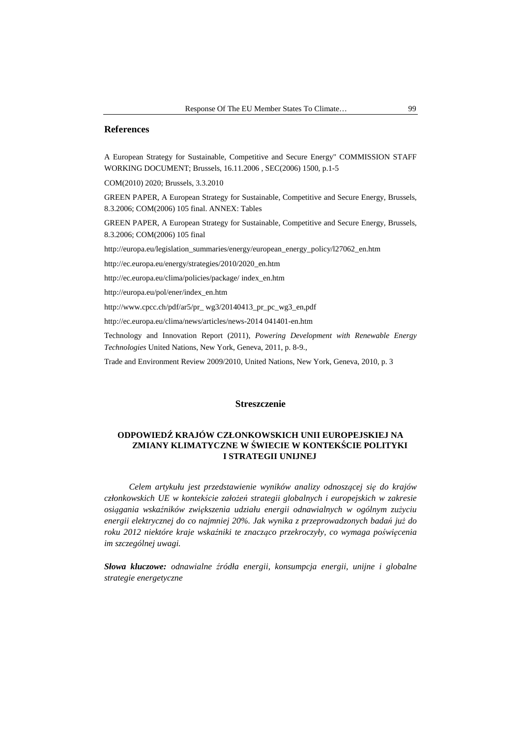## References

A European Strategy for Sustainable, Competitive and Secure Energy" COMMISSION STAFF WORKING DOCUMENT; Brussels, 16.11.2006 , SEC(2006) 1500, p.1-5

COM(2010) 2020; Brussels, 3.3.2010

GREEN PAPER, A European Strategy for Sustainable, Competitive and Secure Energy, Brussels, 8.3.2006; COM(2006) 105 final. ANNEX: Tables

GREEN PAPER, A European Strategy for Sustainable, Competitive and Secure Energy, Brussels, 8.3.2006; COM(2006) 105 final

http://europa.eu/legislation_summaries/energy/european_energy_policy/l27062_en.htm

http://ec.europa.eu/energy/strategies/2010/2020_en.htm

http://ec.europa.eu/clima/policies/package/ index_en.htm

http://europa.eu/pol/ener/index_en.htm

http://www.cpcc.ch/pdf/ar5/pr_ wg3/20140413_pr_pc_wg3_en,pdf

http://ec.europa.eu/clima/news/articles/news-2014 041401-en.htm

Technology and Innovation Report (2011), *Powering Development with Renewable Energy Technologies* United Nations, New York, Geneva, 2011, p. 8-9.,

Trade and Environment Review 2009/2010, United Nations, New York, Geneva, 2010, p. 3

## Streszczenie

### ODPOWIEDŹ KRAJÓW CZŁONKOWSKICH UNII EUROPEJSKIEJ NA ZMIANY KLIMATYCZNE W ŚWIECIE W KONTEKŚCIE POLITYKI I STRATEGII UNIJNEJ

*Celem artykułu jest przedstawienie wyników analizy odnoszącej się do krajów członkowskich UE w kontekście założeń strategii globalnych i europejskich w zakresie osiągania wskaźników zwiększenia udziału energii odnawialnych w ogólnym zużyciu energii elektrycznej do co najmniej 20%. Jak wynika z przeprowadzonych badań już do roku 2012 niektóre kraje wskaźniki te znacząco przekroczyły, co wymaga poświęcenia im szczególnej uwagi.*

***Słowa kluczowe:*** *odnawialne źródła energii, konsumpcja energii, unijne i globalne strategie energetyczne*